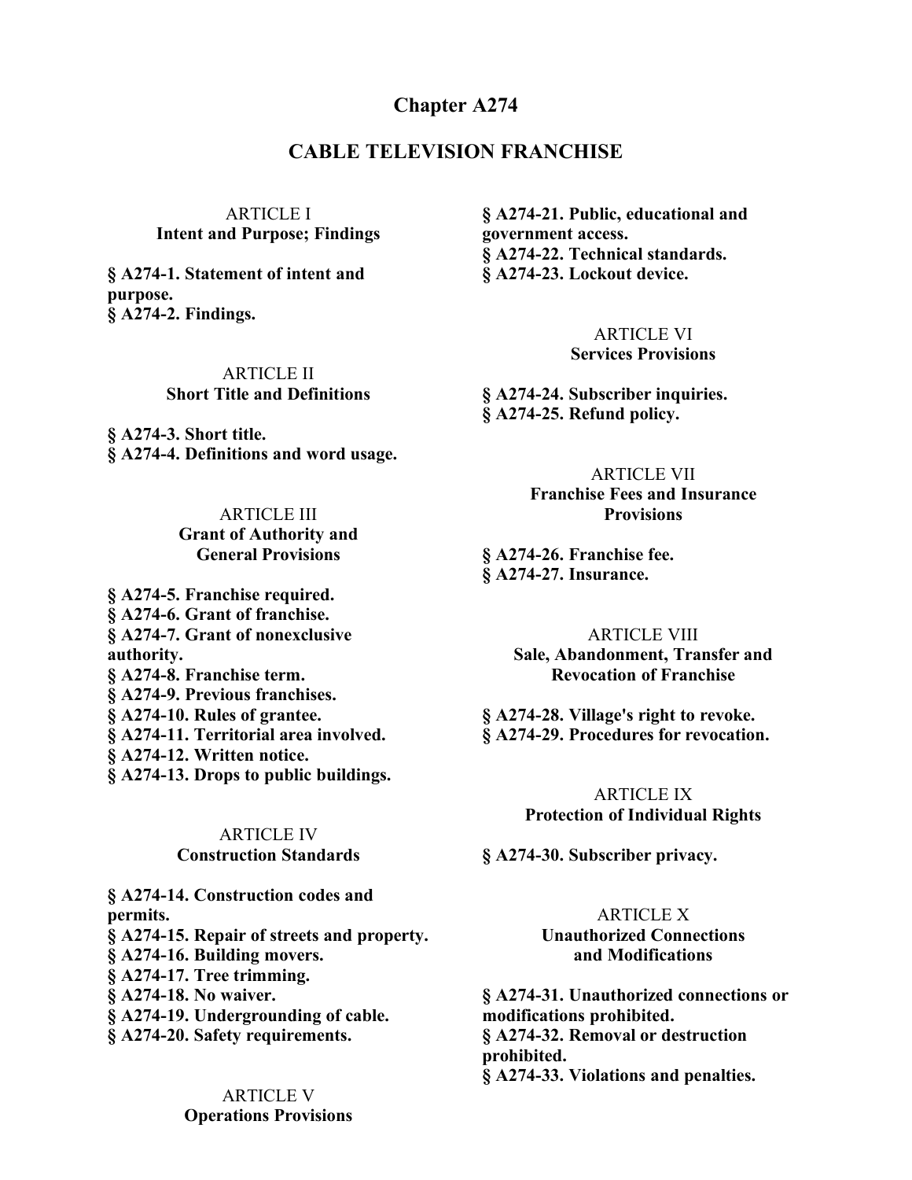# Chapter A274

# CABLE TELEVISION FRANCHISE

ARTICLE I
**Intent and Purpose; Findings**

**§ A274-1. Statement of intent and purpose.**
**§ A274-2. Findings.**

ARTICLE II
**Short Title and Definitions**

**§ A274-3. Short title.**
**§ A274-4. Definitions and word usage.**

ARTICLE III
**Grant of Authority and General Provisions**

**§ A274-5. Franchise required.**
**§ A274-6. Grant of franchise.**
**§ A274-7. Grant of nonexclusive authority.**
**§ A274-8. Franchise term.**
**§ A274-9. Previous franchises.**
**§ A274-10. Rules of grantee.**
**§ A274-11. Territorial area involved.**
**§ A274-12. Written notice.**
**§ A274-13. Drops to public buildings.**

ARTICLE IV
**Construction Standards**

**§ A274-14. Construction codes and permits.**
**§ A274-15. Repair of streets and property.**
**§ A274-16. Building movers.**
**§ A274-17. Tree trimming.**
**§ A274-18. No waiver.**
**§ A274-19. Undergrounding of cable.**
**§ A274-20. Safety requirements.**

ARTICLE V
**Operations Provisions**

**§ A274-21. Public, educational and government access.**
**§ A274-22. Technical standards.**
**§ A274-23. Lockout device.**

ARTICLE VI
**Services Provisions**

**§ A274-24. Subscriber inquiries.**
**§ A274-25. Refund policy.**

ARTICLE VII
**Franchise Fees and Insurance Provisions**

**§ A274-26. Franchise fee.**
**§ A274-27. Insurance.**

ARTICLE VIII
**Sale, Abandonment, Transfer and Revocation of Franchise**

**§ A274-28. Village's right to revoke.**
**§ A274-29. Procedures for revocation.**

ARTICLE IX
**Protection of Individual Rights**

**§ A274-30. Subscriber privacy.**

ARTICLE X
**Unauthorized Connections and Modifications**

**§ A274-31. Unauthorized connections or modifications prohibited.**
**§ A274-32. Removal or destruction prohibited.**
**§ A274-33. Violations and penalties.**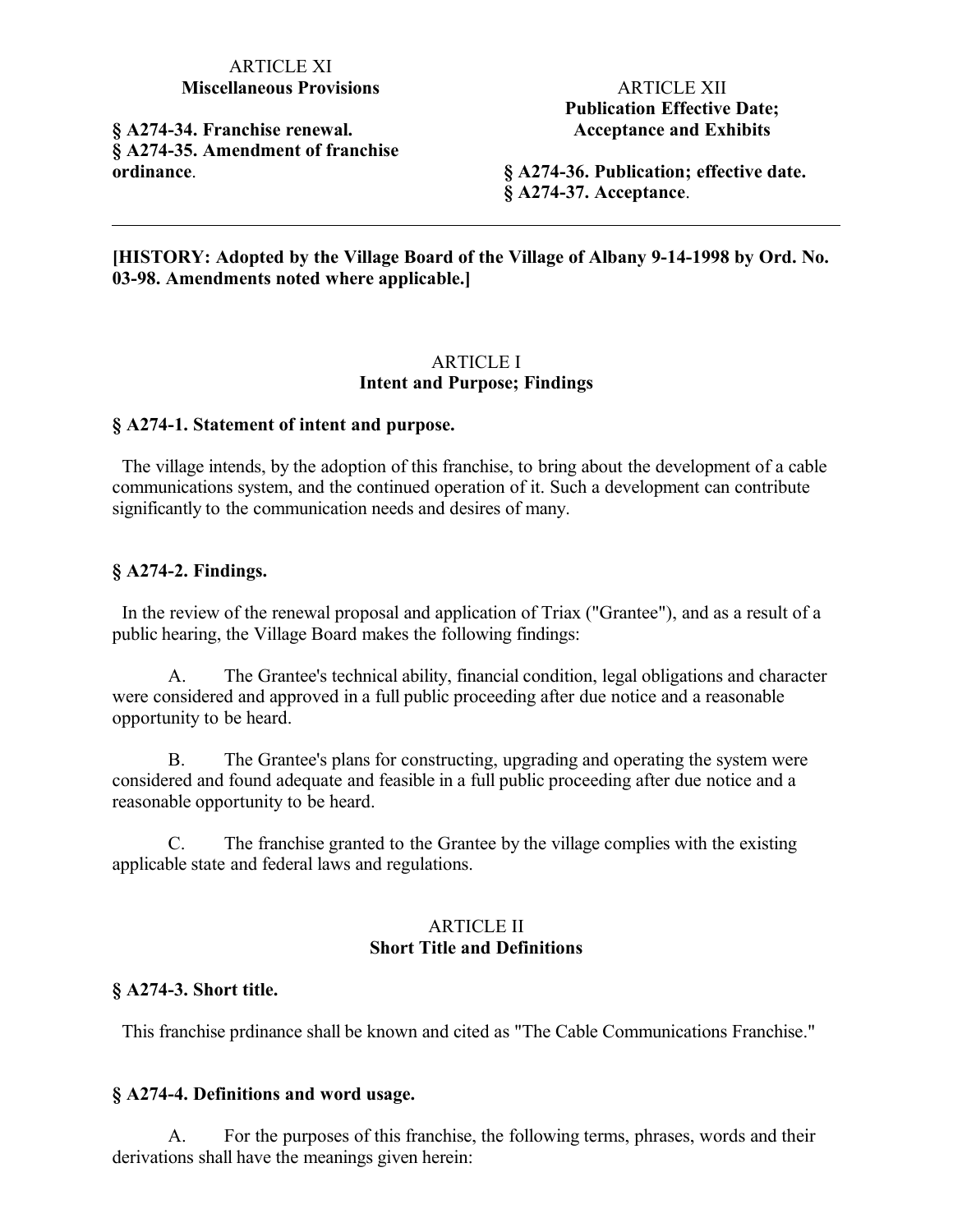ARTICLE XI
**Miscellaneous Provisions**

**§ A274-34. Franchise renewal.**
**§ A274-35. Amendment of franchise ordinance**.

ARTICLE XII
**Publication Effective Date; Acceptance and Exhibits**

**§ A274-36. Publication; effective date.**
**§ A274-37. Acceptance**.

---

**[HISTORY: Adopted by the Village Board of the Village of Albany 9-14-1998 by Ord. No. 03-98. Amendments noted where applicable.]**

## ARTICLE I
## Intent and Purpose; Findings

### § A274-1. Statement of intent and purpose.

The village intends, by the adoption of this franchise, to bring about the development of a cable communications system, and the continued operation of it. Such a development can contribute significantly to the communication needs and desires of many.

### § A274-2. Findings.

In the review of the renewal proposal and application of Triax ("Grantee"), and as a result of a public hearing, the Village Board makes the following findings:

A. The Grantee's technical ability, financial condition, legal obligations and character were considered and approved in a full public proceeding after due notice and a reasonable opportunity to be heard.

B. The Grantee's plans for constructing, upgrading and operating the system were considered and found adequate and feasible in a full public proceeding after due notice and a reasonable opportunity to be heard.

C. The franchise granted to the Grantee by the village complies with the existing applicable state and federal laws and regulations.

## ARTICLE II
## Short Title and Definitions

### § A274-3. Short title.

This franchise prdinance shall be known and cited as "The Cable Communications Franchise."

### § A274-4. Definitions and word usage.

A. For the purposes of this franchise, the following terms, phrases, words and their derivations shall have the meanings given herein: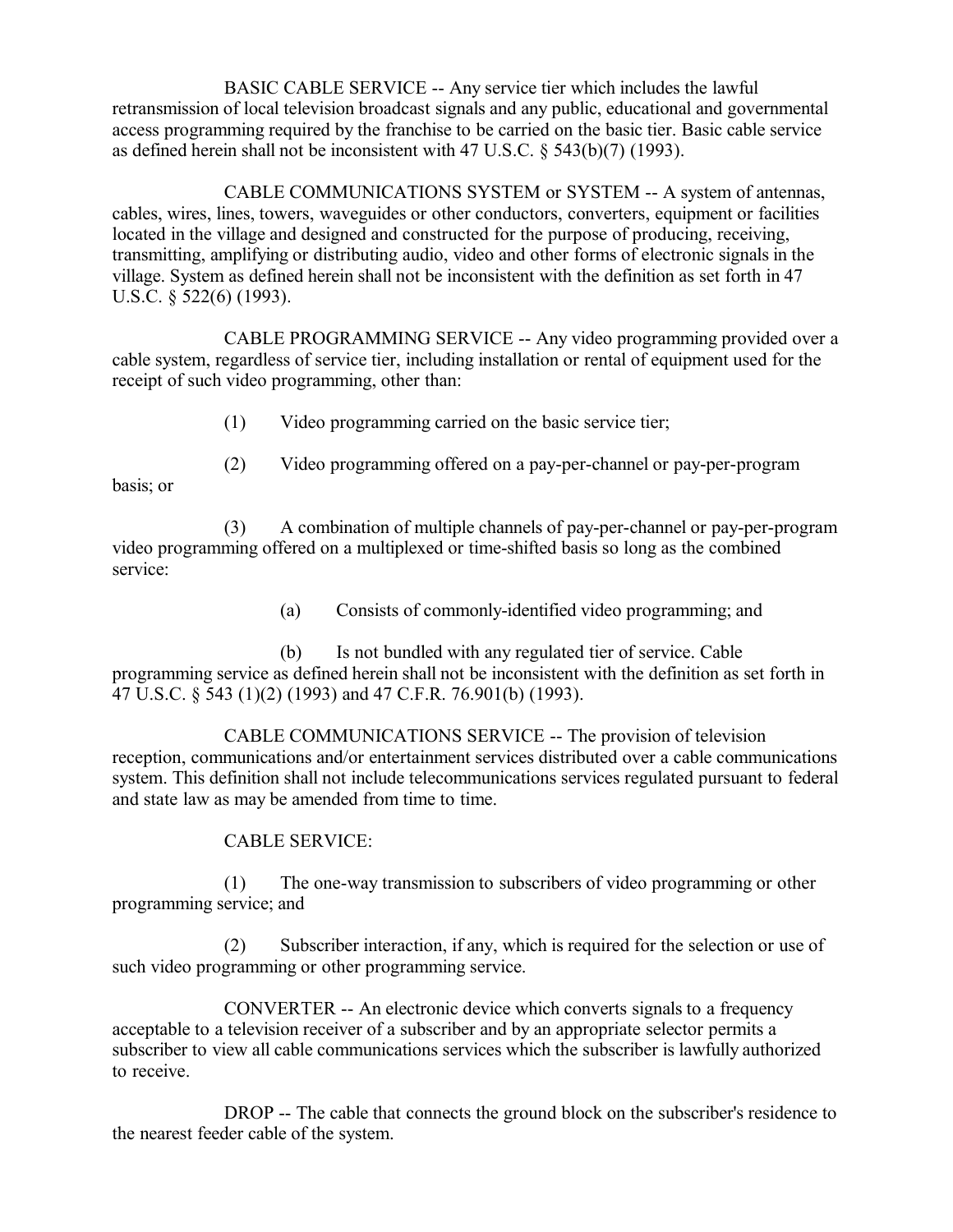BASIC CABLE SERVICE -- Any service tier which includes the lawful retransmission of local television broadcast signals and any public, educational and governmental access programming required by the franchise to be carried on the basic tier. Basic cable service as defined herein shall not be inconsistent with 47 U.S.C. § 543(b)(7) (1993).

CABLE COMMUNICATIONS SYSTEM or SYSTEM -- A system of antennas, cables, wires, lines, towers, waveguides or other conductors, converters, equipment or facilities located in the village and designed and constructed for the purpose of producing, receiving, transmitting, amplifying or distributing audio, video and other forms of electronic signals in the village. System as defined herein shall not be inconsistent with the definition as set forth in 47 U.S.C. § 522(6) (1993).

CABLE PROGRAMMING SERVICE -- Any video programming provided over a cable system, regardless of service tier, including installation or rental of equipment used for the receipt of such video programming, other than:

(1) Video programming carried on the basic service tier;

(2) Video programming offered on a pay-per-channel or pay-per-program basis; or

(3) A combination of multiple channels of pay-per-channel or pay-per-program video programming offered on a multiplexed or time-shifted basis so long as the combined service:

(a) Consists of commonly-identified video programming; and

(b) Is not bundled with any regulated tier of service. Cable programming service as defined herein shall not be inconsistent with the definition as set forth in 47 U.S.C. § 543 (1)(2) (1993) and 47 C.F.R. 76.901(b) (1993).

CABLE COMMUNICATIONS SERVICE -- The provision of television reception, communications and/or entertainment services distributed over a cable communications system. This definition shall not include telecommunications services regulated pursuant to federal and state law as may be amended from time to time.

CABLE SERVICE:

(1) The one-way transmission to subscribers of video programming or other programming service; and

(2) Subscriber interaction, if any, which is required for the selection or use of such video programming or other programming service.

CONVERTER -- An electronic device which converts signals to a frequency acceptable to a television receiver of a subscriber and by an appropriate selector permits a subscriber to view all cable communications services which the subscriber is lawfully authorized to receive.

DROP -- The cable that connects the ground block on the subscriber's residence to the nearest feeder cable of the system.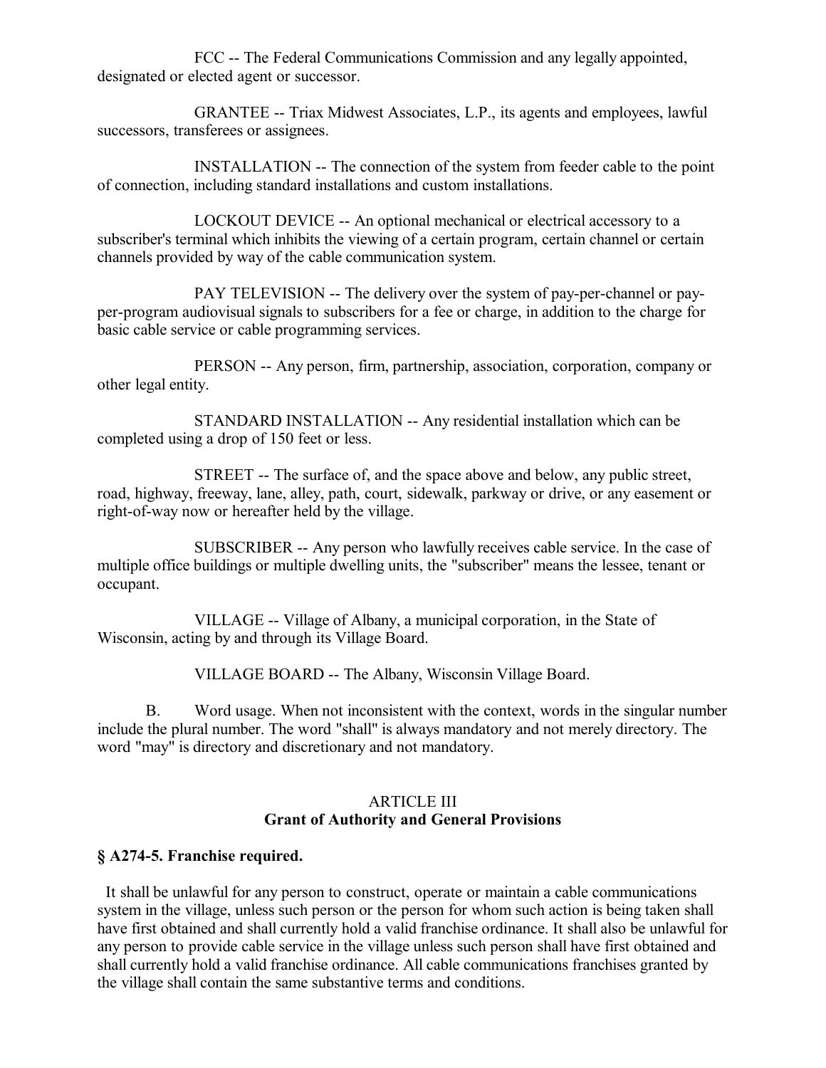FCC -- The Federal Communications Commission and any legally appointed, designated or elected agent or successor.

GRANTEE -- Triax Midwest Associates, L.P., its agents and employees, lawful successors, transferees or assignees.

INSTALLATION -- The connection of the system from feeder cable to the point of connection, including standard installations and custom installations.

LOCKOUT DEVICE -- An optional mechanical or electrical accessory to a subscriber's terminal which inhibits the viewing of a certain program, certain channel or certain channels provided by way of the cable communication system.

PAY TELEVISION -- The delivery over the system of pay-per-channel or pay-per-program audiovisual signals to subscribers for a fee or charge, in addition to the charge for basic cable service or cable programming services.

PERSON -- Any person, firm, partnership, association, corporation, company or other legal entity.

STANDARD INSTALLATION -- Any residential installation which can be completed using a drop of 150 feet or less.

STREET -- The surface of, and the space above and below, any public street, road, highway, freeway, lane, alley, path, court, sidewalk, parkway or drive, or any easement or right-of-way now or hereafter held by the village.

SUBSCRIBER -- Any person who lawfully receives cable service. In the case of multiple office buildings or multiple dwelling units, the "subscriber" means the lessee, tenant or occupant.

VILLAGE -- Village of Albany, a municipal corporation, in the State of Wisconsin, acting by and through its Village Board.

VILLAGE BOARD -- The Albany, Wisconsin Village Board.

B. Word usage. When not inconsistent with the context, words in the singular number include the plural number. The word "shall" is always mandatory and not merely directory. The word "may" is directory and discretionary and not mandatory.

## ARTICLE III
## Grant of Authority and General Provisions

### § A274-5. Franchise required.

It shall be unlawful for any person to construct, operate or maintain a cable communications system in the village, unless such person or the person for whom such action is being taken shall have first obtained and shall currently hold a valid franchise ordinance. It shall also be unlawful for any person to provide cable service in the village unless such person shall have first obtained and shall currently hold a valid franchise ordinance. All cable communications franchises granted by the village shall contain the same substantive terms and conditions.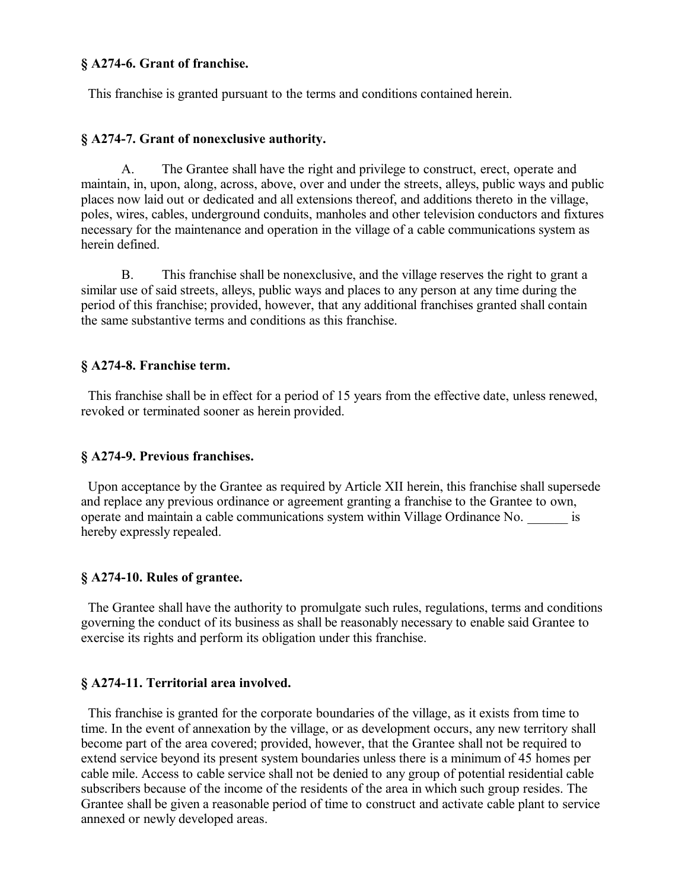### § A274-6. Grant of franchise.

This franchise is granted pursuant to the terms and conditions contained herein.

### § A274-7. Grant of nonexclusive authority.

A. The Grantee shall have the right and privilege to construct, erect, operate and maintain, in, upon, along, across, above, over and under the streets, alleys, public ways and public places now laid out or dedicated and all extensions thereof, and additions thereto in the village, poles, wires, cables, underground conduits, manholes and other television conductors and fixtures necessary for the maintenance and operation in the village of a cable communications system as herein defined.

B. This franchise shall be nonexclusive, and the village reserves the right to grant a similar use of said streets, alleys, public ways and places to any person at any time during the period of this franchise; provided, however, that any additional franchises granted shall contain the same substantive terms and conditions as this franchise.

### § A274-8. Franchise term.

This franchise shall be in effect for a period of 15 years from the effective date, unless renewed, revoked or terminated sooner as herein provided.

### § A274-9. Previous franchises.

Upon acceptance by the Grantee as required by Article XII herein, this franchise shall supersede and replace any previous ordinance or agreement granting a franchise to the Grantee to own, operate and maintain a cable communications system within Village Ordinance No. ______ is hereby expressly repealed.

### § A274-10. Rules of grantee.

The Grantee shall have the authority to promulgate such rules, regulations, terms and conditions governing the conduct of its business as shall be reasonably necessary to enable said Grantee to exercise its rights and perform its obligation under this franchise.

### § A274-11. Territorial area involved.

This franchise is granted for the corporate boundaries of the village, as it exists from time to time. In the event of annexation by the village, or as development occurs, any new territory shall become part of the area covered; provided, however, that the Grantee shall not be required to extend service beyond its present system boundaries unless there is a minimum of 45 homes per cable mile. Access to cable service shall not be denied to any group of potential residential cable subscribers because of the income of the residents of the area in which such group resides. The Grantee shall be given a reasonable period of time to construct and activate cable plant to service annexed or newly developed areas.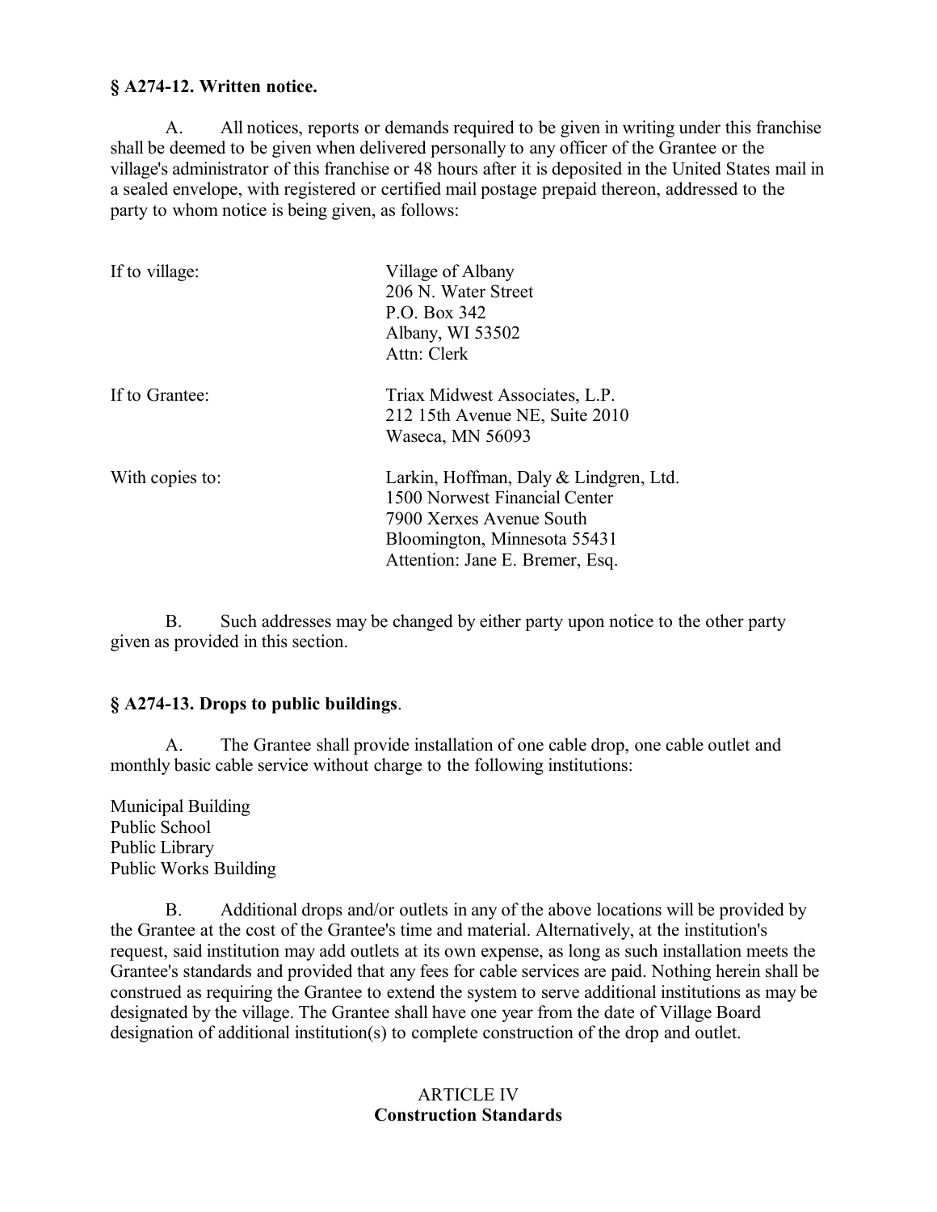### § A274-12. Written notice.

A. All notices, reports or demands required to be given in writing under this franchise shall be deemed to be given when delivered personally to any officer of the Grantee or the village's administrator of this franchise or 48 hours after it is deposited in the United States mail in a sealed envelope, with registered or certified mail postage prepaid thereon, addressed to the party to whom notice is being given, as follows:

| | |
|---|---|
| If to village: | Village of Albany<br>206 N. Water Street<br>P.O. Box 342<br>Albany, WI 53502<br>Attn: Clerk |
| If to Grantee: | Triax Midwest Associates, L.P.<br>212 15th Avenue NE, Suite 2010<br>Waseca, MN 56093 |
| With copies to: | Larkin, Hoffman, Daly & Lindgren, Ltd.<br>1500 Norwest Financial Center<br>7900 Xerxes Avenue South<br>Bloomington, Minnesota 55431<br>Attention: Jane E. Bremer, Esq. |

B. Such addresses may be changed by either party upon notice to the other party given as provided in this section.

### § A274-13. Drops to public buildings.

A. The Grantee shall provide installation of one cable drop, one cable outlet and monthly basic cable service without charge to the following institutions:

Municipal Building
Public School
Public Library
Public Works Building

B. Additional drops and/or outlets in any of the above locations will be provided by the Grantee at the cost of the Grantee's time and material. Alternatively, at the institution's request, said institution may add outlets at its own expense, as long as such installation meets the Grantee's standards and provided that any fees for cable services are paid. Nothing herein shall be construed as requiring the Grantee to extend the system to serve additional institutions as may be designated by the village. The Grantee shall have one year from the date of Village Board designation of additional institution(s) to complete construction of the drop and outlet.

## ARTICLE IV
## Construction Standards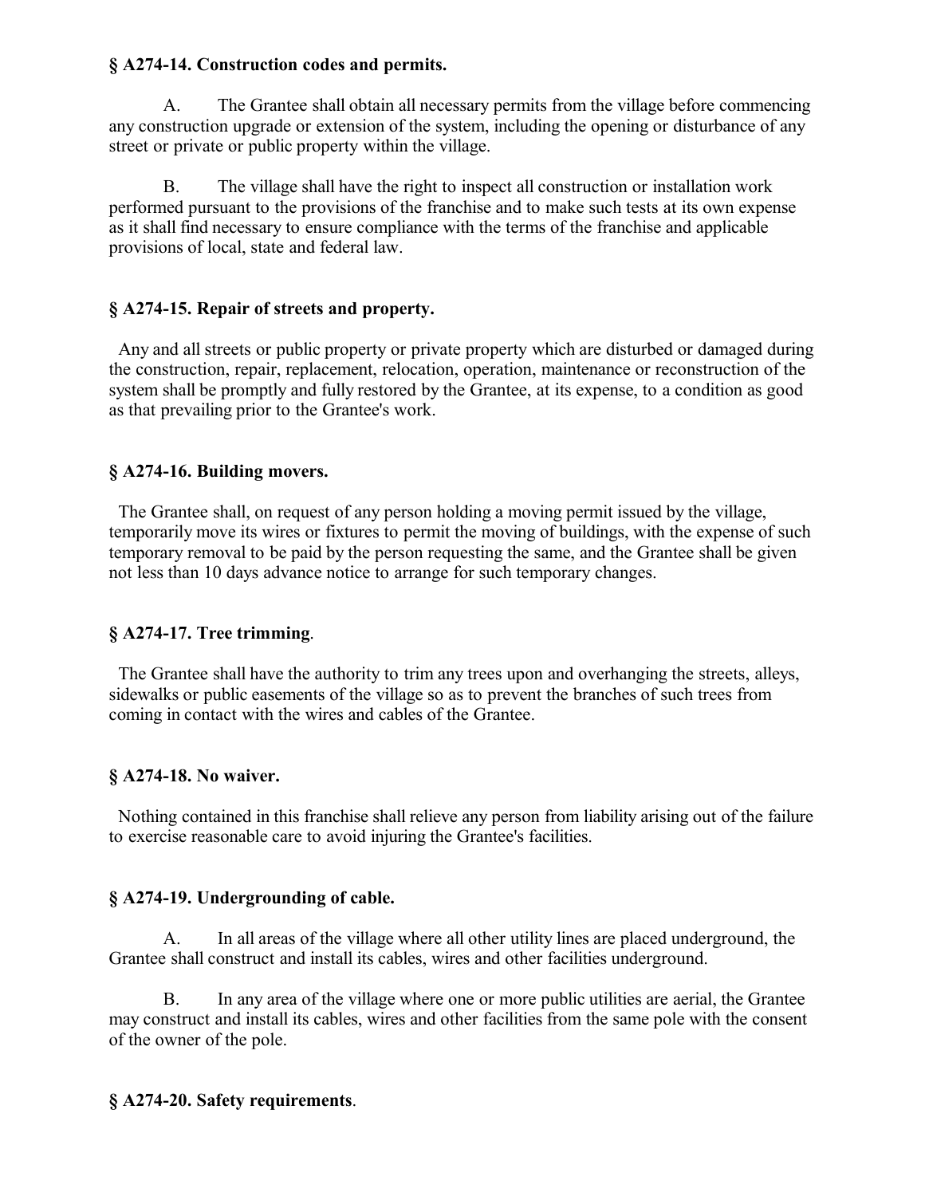**§ A274-14. Construction codes and permits.**

A. The Grantee shall obtain all necessary permits from the village before commencing any construction upgrade or extension of the system, including the opening or disturbance of any street or private or public property within the village.

B. The village shall have the right to inspect all construction or installation work performed pursuant to the provisions of the franchise and to make such tests at its own expense as it shall find necessary to ensure compliance with the terms of the franchise and applicable provisions of local, state and federal law.

**§ A274-15. Repair of streets and property.**

Any and all streets or public property or private property which are disturbed or damaged during the construction, repair, replacement, relocation, operation, maintenance or reconstruction of the system shall be promptly and fully restored by the Grantee, at its expense, to a condition as good as that prevailing prior to the Grantee's work.

**§ A274-16. Building movers.**

The Grantee shall, on request of any person holding a moving permit issued by the village, temporarily move its wires or fixtures to permit the moving of buildings, with the expense of such temporary removal to be paid by the person requesting the same, and the Grantee shall be given not less than 10 days advance notice to arrange for such temporary changes.

**§ A274-17. Tree trimming**.

The Grantee shall have the authority to trim any trees upon and overhanging the streets, alleys, sidewalks or public easements of the village so as to prevent the branches of such trees from coming in contact with the wires and cables of the Grantee.

**§ A274-18. No waiver.**

Nothing contained in this franchise shall relieve any person from liability arising out of the failure to exercise reasonable care to avoid injuring the Grantee's facilities.

**§ A274-19. Undergrounding of cable.**

A. In all areas of the village where all other utility lines are placed underground, the Grantee shall construct and install its cables, wires and other facilities underground.

B. In any area of the village where one or more public utilities are aerial, the Grantee may construct and install its cables, wires and other facilities from the same pole with the consent of the owner of the pole.

**§ A274-20. Safety requirements**.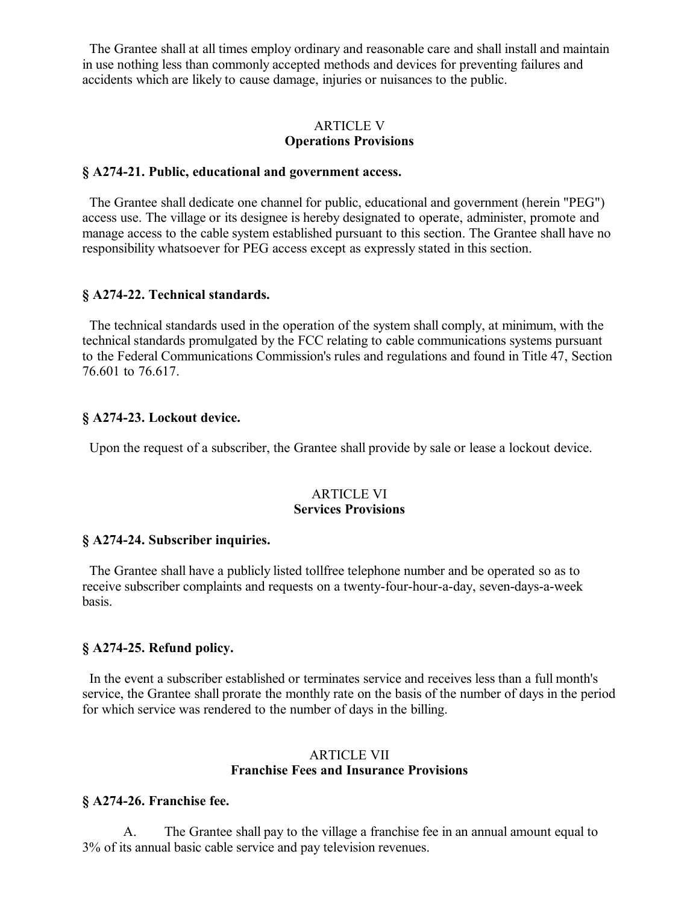The Grantee shall at all times employ ordinary and reasonable care and shall install and maintain in use nothing less than commonly accepted methods and devices for preventing failures and accidents which are likely to cause damage, injuries or nuisances to the public.

## ARTICLE V
## Operations Provisions

### § A274-21. Public, educational and government access.

The Grantee shall dedicate one channel for public, educational and government (herein "PEG") access use. The village or its designee is hereby designated to operate, administer, promote and manage access to the cable system established pursuant to this section. The Grantee shall have no responsibility whatsoever for PEG access except as expressly stated in this section.

### § A274-22. Technical standards.

The technical standards used in the operation of the system shall comply, at minimum, with the technical standards promulgated by the FCC relating to cable communications systems pursuant to the Federal Communications Commission's rules and regulations and found in Title 47, Section 76.601 to 76.617.

### § A274-23. Lockout device.

Upon the request of a subscriber, the Grantee shall provide by sale or lease a lockout device.

## ARTICLE VI
## Services Provisions

### § A274-24. Subscriber inquiries.

The Grantee shall have a publicly listed tollfree telephone number and be operated so as to receive subscriber complaints and requests on a twenty-four-hour-a-day, seven-days-a-week basis.

### § A274-25. Refund policy.

In the event a subscriber established or terminates service and receives less than a full month's service, the Grantee shall prorate the monthly rate on the basis of the number of days in the period for which service was rendered to the number of days in the billing.

## ARTICLE VII
## Franchise Fees and Insurance Provisions

### § A274-26. Franchise fee.

A. The Grantee shall pay to the village a franchise fee in an annual amount equal to 3% of its annual basic cable service and pay television revenues.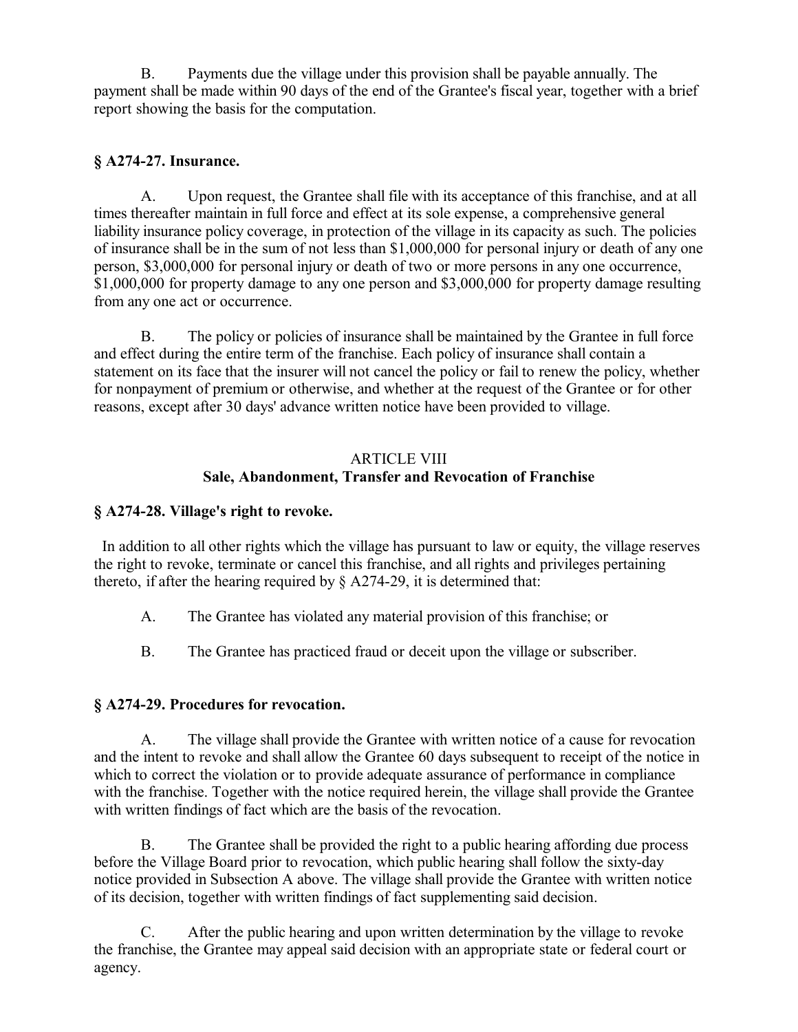B. Payments due the village under this provision shall be payable annually. The payment shall be made within 90 days of the end of the Grantee's fiscal year, together with a brief report showing the basis for the computation.

### § A274-27. Insurance.

A. Upon request, the Grantee shall file with its acceptance of this franchise, and at all times thereafter maintain in full force and effect at its sole expense, a comprehensive general liability insurance policy coverage, in protection of the village in its capacity as such. The policies of insurance shall be in the sum of not less than $1,000,000 for personal injury or death of any one person, $3,000,000 for personal injury or death of two or more persons in any one occurrence, $1,000,000 for property damage to any one person and $3,000,000 for property damage resulting from any one act or occurrence.

B. The policy or policies of insurance shall be maintained by the Grantee in full force and effect during the entire term of the franchise. Each policy of insurance shall contain a statement on its face that the insurer will not cancel the policy or fail to renew the policy, whether for nonpayment of premium or otherwise, and whether at the request of the Grantee or for other reasons, except after 30 days' advance written notice have been provided to village.

## ARTICLE VIII
## Sale, Abandonment, Transfer and Revocation of Franchise

### § A274-28. Village's right to revoke.

In addition to all other rights which the village has pursuant to law or equity, the village reserves the right to revoke, terminate or cancel this franchise, and all rights and privileges pertaining thereto, if after the hearing required by § A274-29, it is determined that:

A. The Grantee has violated any material provision of this franchise; or

B. The Grantee has practiced fraud or deceit upon the village or subscriber.

### § A274-29. Procedures for revocation.

A. The village shall provide the Grantee with written notice of a cause for revocation and the intent to revoke and shall allow the Grantee 60 days subsequent to receipt of the notice in which to correct the violation or to provide adequate assurance of performance in compliance with the franchise. Together with the notice required herein, the village shall provide the Grantee with written findings of fact which are the basis of the revocation.

B. The Grantee shall be provided the right to a public hearing affording due process before the Village Board prior to revocation, which public hearing shall follow the sixty-day notice provided in Subsection A above. The village shall provide the Grantee with written notice of its decision, together with written findings of fact supplementing said decision.

C. After the public hearing and upon written determination by the village to revoke the franchise, the Grantee may appeal said decision with an appropriate state or federal court or agency.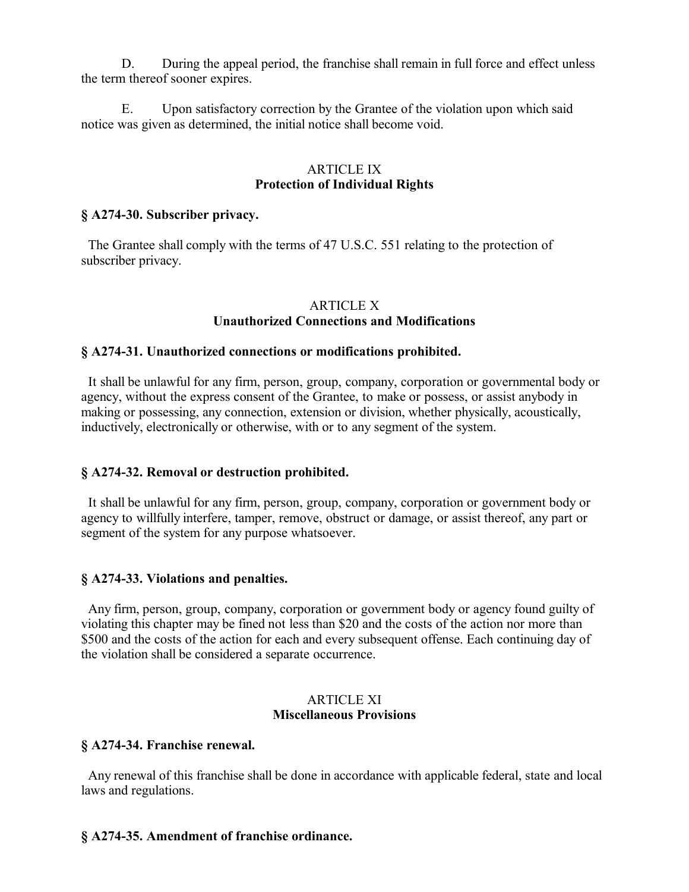D. During the appeal period, the franchise shall remain in full force and effect unless the term thereof sooner expires.

E. Upon satisfactory correction by the Grantee of the violation upon which said notice was given as determined, the initial notice shall become void.

## ARTICLE IX
## Protection of Individual Rights

### § A274-30. Subscriber privacy.

The Grantee shall comply with the terms of 47 U.S.C. 551 relating to the protection of subscriber privacy.

## ARTICLE X
## Unauthorized Connections and Modifications

### § A274-31. Unauthorized connections or modifications prohibited.

It shall be unlawful for any firm, person, group, company, corporation or governmental body or agency, without the express consent of the Grantee, to make or possess, or assist anybody in making or possessing, any connection, extension or division, whether physically, acoustically, inductively, electronically or otherwise, with or to any segment of the system.

### § A274-32. Removal or destruction prohibited.

It shall be unlawful for any firm, person, group, company, corporation or government body or agency to willfully interfere, tamper, remove, obstruct or damage, or assist thereof, any part or segment of the system for any purpose whatsoever.

### § A274-33. Violations and penalties.

Any firm, person, group, company, corporation or government body or agency found guilty of violating this chapter may be fined not less than $20 and the costs of the action nor more than $500 and the costs of the action for each and every subsequent offense. Each continuing day of the violation shall be considered a separate occurrence.

## ARTICLE XI
## Miscellaneous Provisions

### § A274-34. Franchise renewal.

Any renewal of this franchise shall be done in accordance with applicable federal, state and local laws and regulations.

### § A274-35. Amendment of franchise ordinance.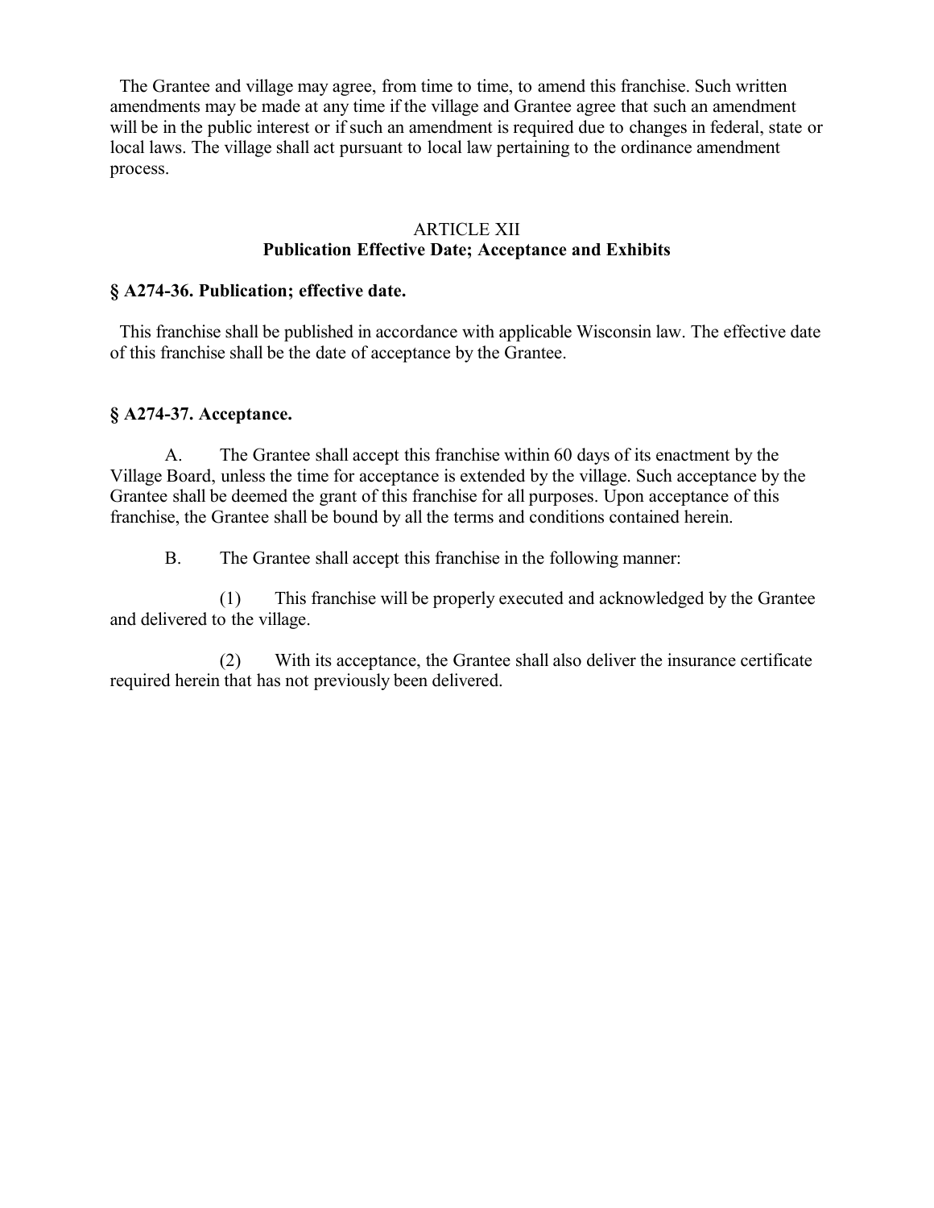The Grantee and village may agree, from time to time, to amend this franchise. Such written amendments may be made at any time if the village and Grantee agree that such an amendment will be in the public interest or if such an amendment is required due to changes in federal, state or local laws. The village shall act pursuant to local law pertaining to the ordinance amendment process.

## ARTICLE XII
## Publication Effective Date; Acceptance and Exhibits

### § A274-36. Publication; effective date.

This franchise shall be published in accordance with applicable Wisconsin law. The effective date of this franchise shall be the date of acceptance by the Grantee.

### § A274-37. Acceptance.

A. The Grantee shall accept this franchise within 60 days of its enactment by the Village Board, unless the time for acceptance is extended by the village. Such acceptance by the Grantee shall be deemed the grant of this franchise for all purposes. Upon acceptance of this franchise, the Grantee shall be bound by all the terms and conditions contained herein.

B. The Grantee shall accept this franchise in the following manner:

(1) This franchise will be properly executed and acknowledged by the Grantee and delivered to the village.

(2) With its acceptance, the Grantee shall also deliver the insurance certificate required herein that has not previously been delivered.